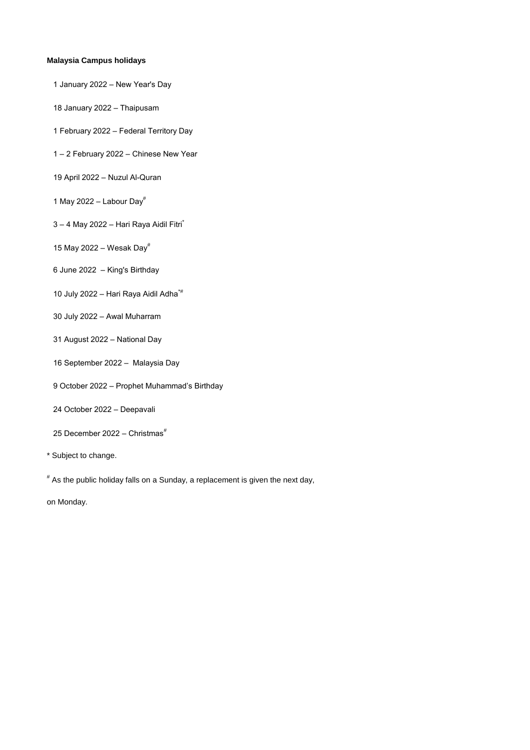**Malaysia Campus holidays**

1 January 2022 – New Year's Day

18 January 2022 – Thaipusam

1 February 2022 – Federal Territory Day

1 – 2 February 2022 – Chinese New Year

19 April 2022 – Nuzul Al-Quran

1 May 2022 – Labour Day[#]

3 – 4 May 2022 – Hari Raya Aidil Fitri[*]

15 May 2022 – Wesak Day[#]

6 June 2022 – King's Birthday

10 July 2022 – Hari Raya Aidil Adha[*#]

30 July 2022 – Awal Muharram

31 August 2022 – National Day

16 September 2022 – Malaysia Day

9 October 2022 – Prophet Muhammad's Birthday

24 October 2022 – Deepavali

25 December 2022 – Christmas[#]

* Subject to change.

[#] As the public holiday falls on a Sunday, a replacement is given the next day, on Monday.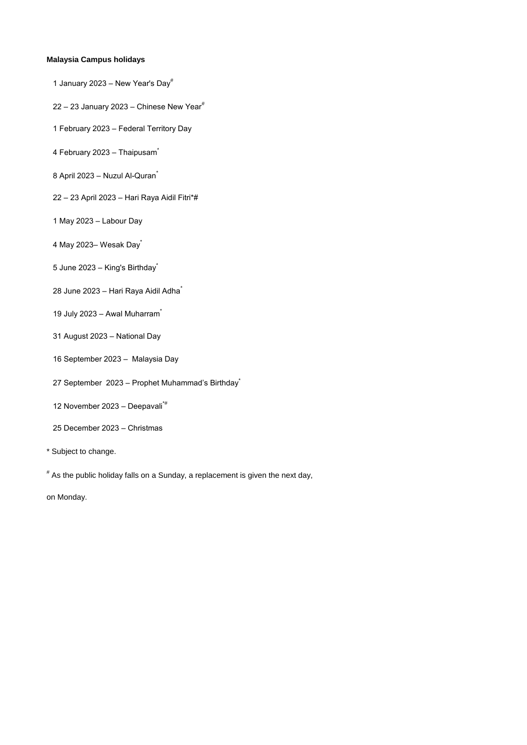**Malaysia Campus holidays**

1 January 2023 – New Year's Day#

22 – 23 January 2023 – Chinese New Year#

1 February 2023 – Federal Territory Day

4 February 2023 – Thaipusam*

8 April 2023 – Nuzul Al-Quran*

22 – 23 April 2023 – Hari Raya Aidil Fitri*#

1 May 2023 – Labour Day

4 May 2023– Wesak Day*

5 June 2023 – King's Birthday*

28 June 2023 – Hari Raya Aidil Adha*

19 July 2023 – Awal Muharram*

31 August 2023 – National Day

16 September 2023 – Malaysia Day

27 September 2023 – Prophet Muhammad's Birthday*

12 November 2023 – Deepavali*#

25 December 2023 – Christmas

* Subject to change.

# As the public holiday falls on a Sunday, a replacement is given the next day, on Monday.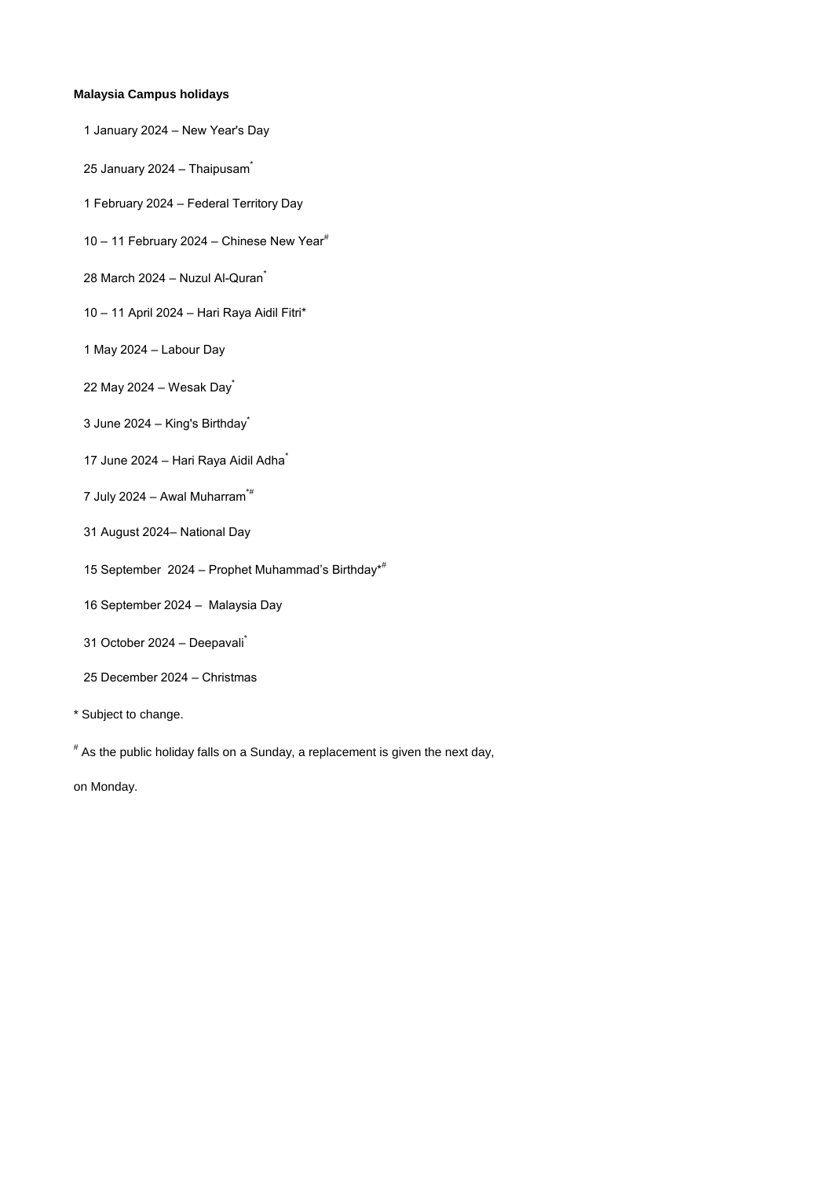**Malaysia Campus holidays**

1 January 2024 – New Year's Day

25 January 2024 – Thaipusam*

1 February 2024 – Federal Territory Day

10 – 11 February 2024 – Chinese New Year#

28 March 2024 – Nuzul Al-Quran*

10 – 11 April 2024 – Hari Raya Aidil Fitri*

1 May 2024 – Labour Day

22 May 2024 – Wesak Day*

3 June 2024 – King's Birthday*

17 June 2024 – Hari Raya Aidil Adha*

7 July 2024 – Awal Muharram*#

31 August 2024– National Day

15 September 2024 – Prophet Muhammad's Birthday*#

16 September 2024 – Malaysia Day

31 October 2024 – Deepavali*

25 December 2024 – Christmas

\* Subject to change.

\# As the public holiday falls on a Sunday, a replacement is given the next day, on Monday.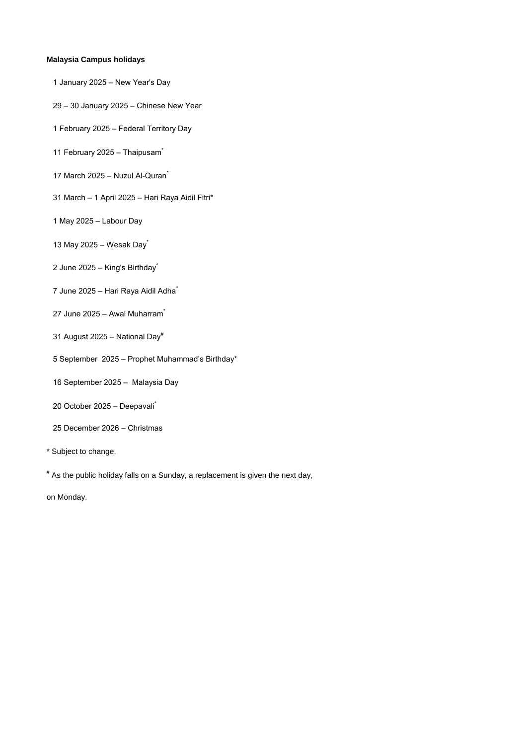**Malaysia Campus holidays**

1 January 2025 – New Year's Day

29 – 30 January 2025 – Chinese New Year

1 February 2025 – Federal Territory Day

11 February 2025 – Thaipusam*

17 March 2025 – Nuzul Al-Quran*

31 March – 1 April 2025 – Hari Raya Aidil Fitri*

1 May 2025 – Labour Day

13 May 2025 – Wesak Day*

2 June 2025 – King's Birthday*

7 June 2025 – Hari Raya Aidil Adha*

27 June 2025 – Awal Muharram*

31 August 2025 – National Day#

5 September 2025 – Prophet Muhammad's Birthday*

16 September 2025 – Malaysia Day

20 October 2025 – Deepavali*

25 December 2026 – Christmas

* Subject to change.

# As the public holiday falls on a Sunday, a replacement is given the next day,

on Monday.